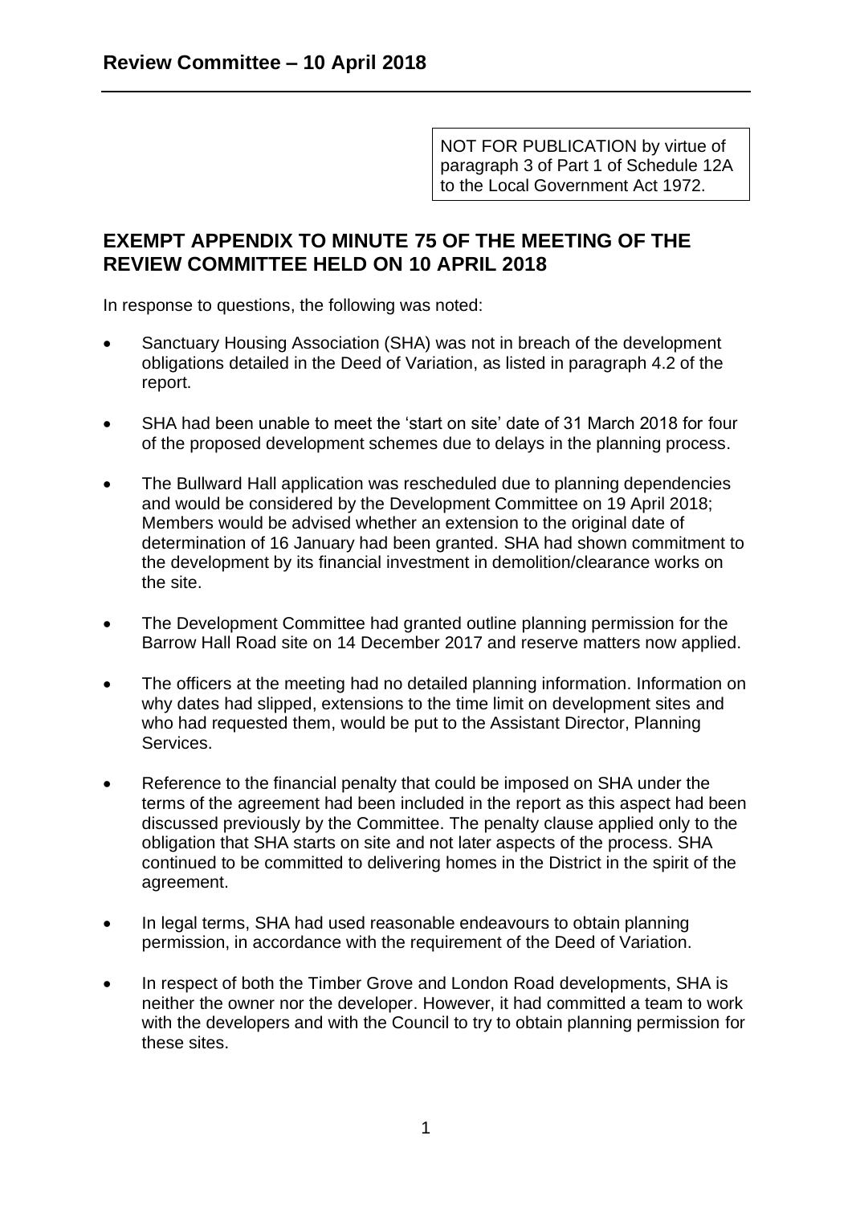# Review Committee – 10 April 2018

NOT FOR PUBLICATION by virtue of paragraph 3 of Part 1 of Schedule 12A to the Local Government Act 1972.

## EXEMPT APPENDIX TO MINUTE 75 OF THE MEETING OF THE REVIEW COMMITTEE HELD ON 10 APRIL 2018

In response to questions, the following was noted:

- Sanctuary Housing Association (SHA) was not in breach of the development obligations detailed in the Deed of Variation, as listed in paragraph 4.2 of the report.
- SHA had been unable to meet the 'start on site' date of 31 March 2018 for four of the proposed development schemes due to delays in the planning process.
- The Bullward Hall application was rescheduled due to planning dependencies and would be considered by the Development Committee on 19 April 2018; Members would be advised whether an extension to the original date of determination of 16 January had been granted. SHA had shown commitment to the development by its financial investment in demolition/clearance works on the site.
- The Development Committee had granted outline planning permission for the Barrow Hall Road site on 14 December 2017 and reserve matters now applied.
- The officers at the meeting had no detailed planning information. Information on why dates had slipped, extensions to the time limit on development sites and who had requested them, would be put to the Assistant Director, Planning Services.
- Reference to the financial penalty that could be imposed on SHA under the terms of the agreement had been included in the report as this aspect had been discussed previously by the Committee. The penalty clause applied only to the obligation that SHA starts on site and not later aspects of the process. SHA continued to be committed to delivering homes in the District in the spirit of the agreement.
- In legal terms, SHA had used reasonable endeavours to obtain planning permission, in accordance with the requirement of the Deed of Variation.
- In respect of both the Timber Grove and London Road developments, SHA is neither the owner nor the developer. However, it had committed a team to work with the developers and with the Council to try to obtain planning permission for these sites.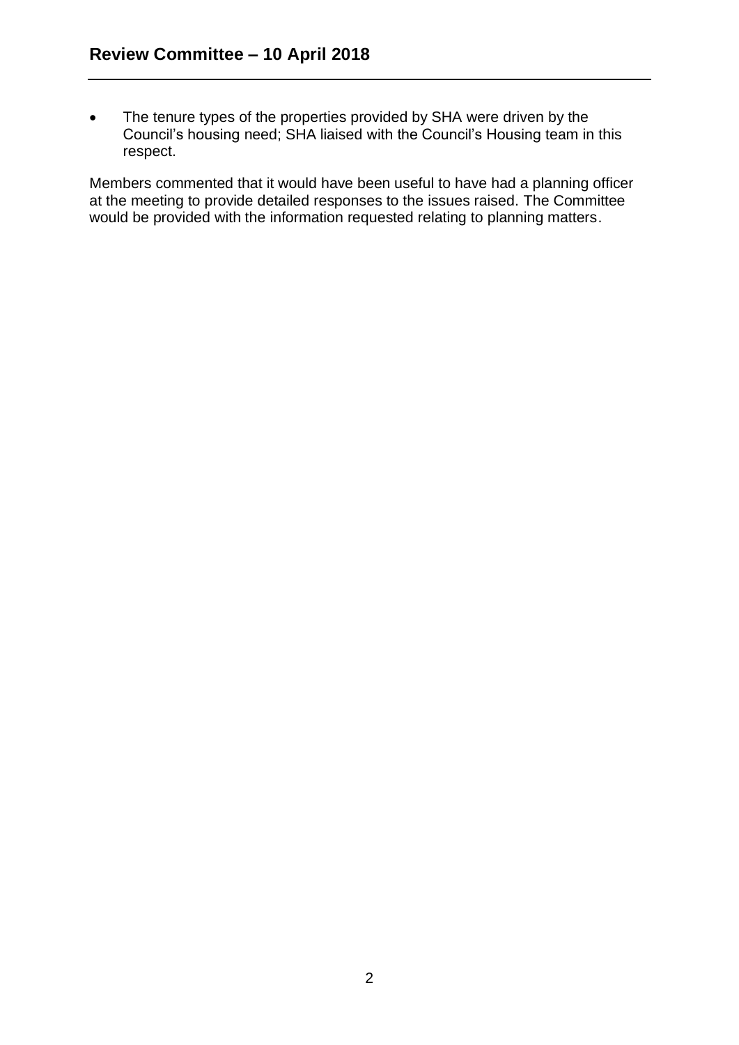- The tenure types of the properties provided by SHA were driven by the Council's housing need; SHA liaised with the Council's Housing team in this respect.

Members commented that it would have been useful to have had a planning officer at the meeting to provide detailed responses to the issues raised. The Committee would be provided with the information requested relating to planning matters.